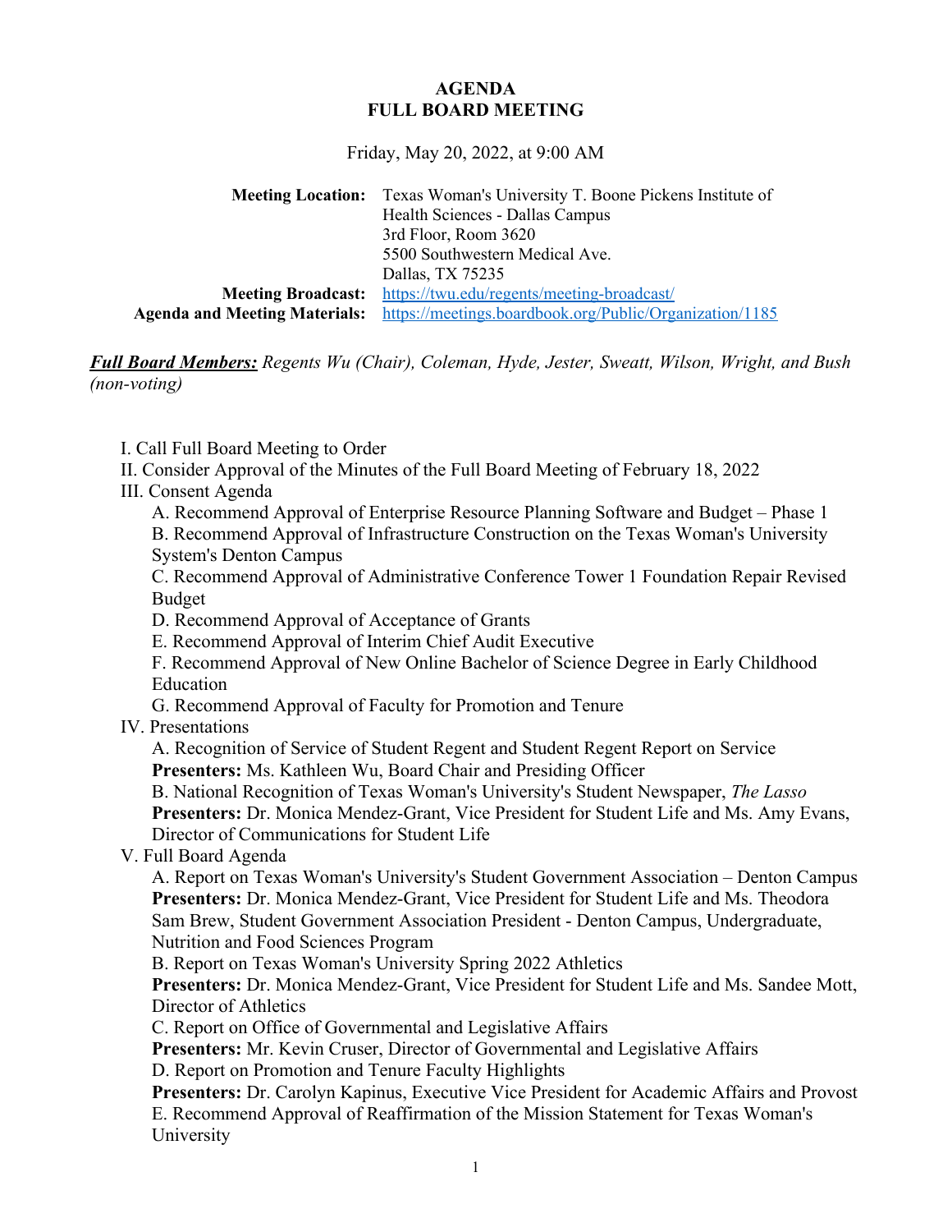# AGENDA
# FULL BOARD MEETING

Friday, May 20, 2022, at 9:00 AM

**Meeting Location:** Texas Woman's University T. Boone Pickens Institute of Health Sciences - Dallas Campus
3rd Floor, Room 3620
5500 Southwestern Medical Ave.
Dallas, TX 75235

**Meeting Broadcast:** https://twu.edu/regents/meeting-broadcast/

**Agenda and Meeting Materials:** https://meetings.boardbook.org/Public/Organization/1185

***Full Board Members:*** *Regents Wu (Chair), Coleman, Hyde, Jester, Sweatt, Wilson, Wright, and Bush (non-voting)*

I. Call Full Board Meeting to Order

II. Consider Approval of the Minutes of the Full Board Meeting of February 18, 2022

III. Consent Agenda

- A. Recommend Approval of Enterprise Resource Planning Software and Budget – Phase 1
- B. Recommend Approval of Infrastructure Construction on the Texas Woman's University System's Denton Campus
- C. Recommend Approval of Administrative Conference Tower 1 Foundation Repair Revised Budget
- D. Recommend Approval of Acceptance of Grants
- E. Recommend Approval of Interim Chief Audit Executive
- F. Recommend Approval of New Online Bachelor of Science Degree in Early Childhood Education
- G. Recommend Approval of Faculty for Promotion and Tenure

IV. Presentations

- A. Recognition of Service of Student Regent and Student Regent Report on Service
  **Presenters:** Ms. Kathleen Wu, Board Chair and Presiding Officer
- B. National Recognition of Texas Woman's University's Student Newspaper, *The Lasso*
  **Presenters:** Dr. Monica Mendez-Grant, Vice President for Student Life and Ms. Amy Evans, Director of Communications for Student Life

V. Full Board Agenda

- A. Report on Texas Woman's University's Student Government Association – Denton Campus
  **Presenters:** Dr. Monica Mendez-Grant, Vice President for Student Life and Ms. Theodora Sam Brew, Student Government Association President - Denton Campus, Undergraduate, Nutrition and Food Sciences Program
- B. Report on Texas Woman's University Spring 2022 Athletics
  **Presenters:** Dr. Monica Mendez-Grant, Vice President for Student Life and Ms. Sandee Mott, Director of Athletics
- C. Report on Office of Governmental and Legislative Affairs
  **Presenters:** Mr. Kevin Cruser, Director of Governmental and Legislative Affairs
- D. Report on Promotion and Tenure Faculty Highlights
  **Presenters:** Dr. Carolyn Kapinus, Executive Vice President for Academic Affairs and Provost
- E. Recommend Approval of Reaffirmation of the Mission Statement for Texas Woman's University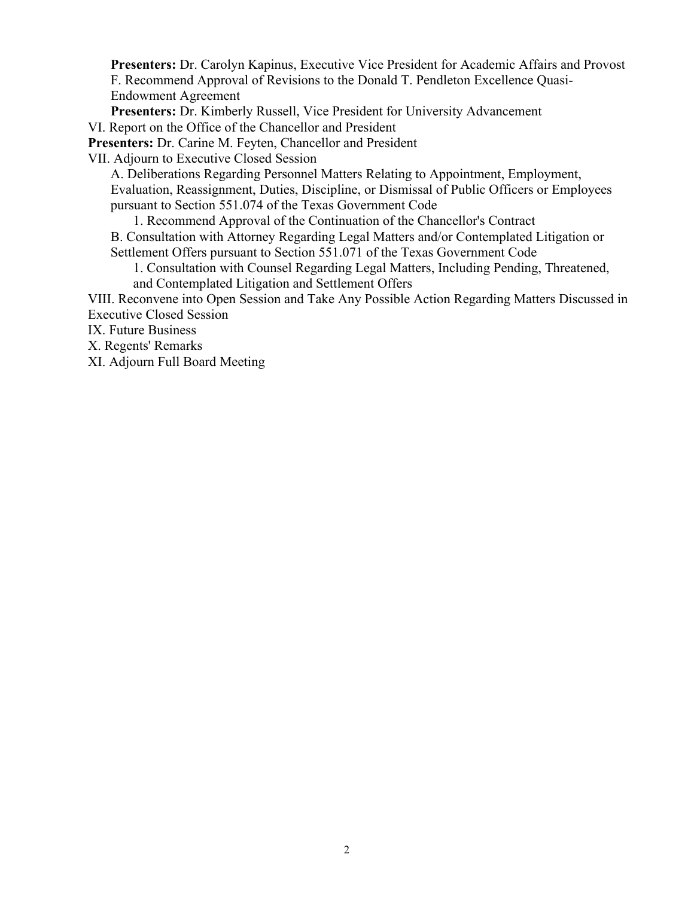**Presenters:** Dr. Carolyn Kapinus, Executive Vice President for Academic Affairs and Provost

F. Recommend Approval of Revisions to the Donald T. Pendleton Excellence Quasi-Endowment Agreement

**Presenters:** Dr. Kimberly Russell, Vice President for University Advancement

VI. Report on the Office of the Chancellor and President

**Presenters:** Dr. Carine M. Feyten, Chancellor and President

VII. Adjourn to Executive Closed Session

A. Deliberations Regarding Personnel Matters Relating to Appointment, Employment, Evaluation, Reassignment, Duties, Discipline, or Dismissal of Public Officers or Employees pursuant to Section 551.074 of the Texas Government Code

1. Recommend Approval of the Continuation of the Chancellor's Contract

B. Consultation with Attorney Regarding Legal Matters and/or Contemplated Litigation or Settlement Offers pursuant to Section 551.071 of the Texas Government Code

1. Consultation with Counsel Regarding Legal Matters, Including Pending, Threatened, and Contemplated Litigation and Settlement Offers

VIII. Reconvene into Open Session and Take Any Possible Action Regarding Matters Discussed in Executive Closed Session

IX. Future Business

X. Regents' Remarks

XI. Adjourn Full Board Meeting